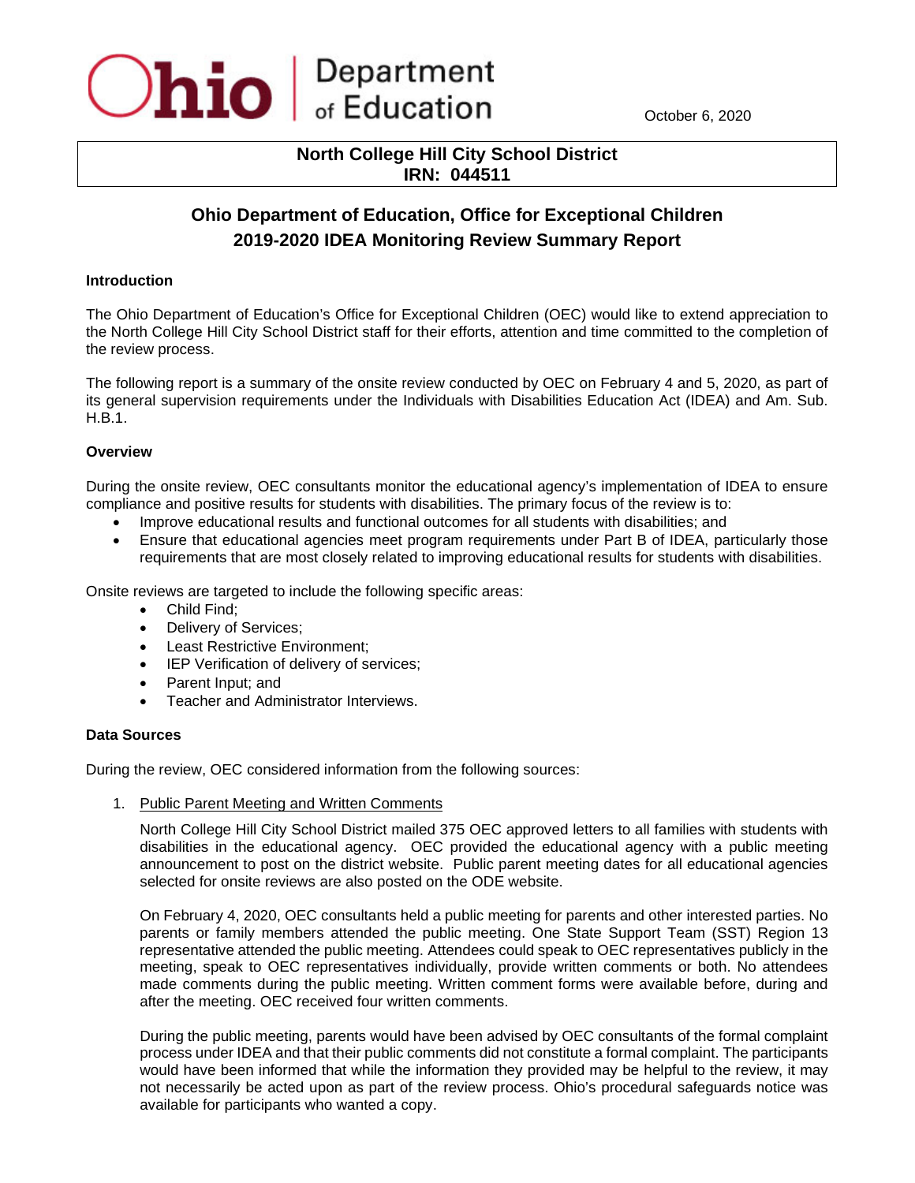Ohio Department of Education

October 6, 2020

**North College Hill City School District**
**IRN: 044511**

# Ohio Department of Education, Office for Exceptional Children
# 2019-2020 IDEA Monitoring Review Summary Report

## Introduction

The Ohio Department of Education's Office for Exceptional Children (OEC) would like to extend appreciation to the North College Hill City School District staff for their efforts, attention and time committed to the completion of the review process.

The following report is a summary of the onsite review conducted by OEC on February 4 and 5, 2020, as part of its general supervision requirements under the Individuals with Disabilities Education Act (IDEA) and Am. Sub. H.B.1.

## Overview

During the onsite review, OEC consultants monitor the educational agency's implementation of IDEA to ensure compliance and positive results for students with disabilities. The primary focus of the review is to:

- Improve educational results and functional outcomes for all students with disabilities; and
- Ensure that educational agencies meet program requirements under Part B of IDEA, particularly those requirements that are most closely related to improving educational results for students with disabilities.

Onsite reviews are targeted to include the following specific areas:

- Child Find;
- Delivery of Services;
- Least Restrictive Environment;
- IEP Verification of delivery of services;
- Parent Input; and
- Teacher and Administrator Interviews.

## Data Sources

During the review, OEC considered information from the following sources:

1. Public Parent Meeting and Written Comments

   North College Hill City School District mailed 375 OEC approved letters to all families with students with disabilities in the educational agency. OEC provided the educational agency with a public meeting announcement to post on the district website. Public parent meeting dates for all educational agencies selected for onsite reviews are also posted on the ODE website.

   On February 4, 2020, OEC consultants held a public meeting for parents and other interested parties. No parents or family members attended the public meeting. One State Support Team (SST) Region 13 representative attended the public meeting. Attendees could speak to OEC representatives publicly in the meeting, speak to OEC representatives individually, provide written comments or both. No attendees made comments during the public meeting. Written comment forms were available before, during and after the meeting. OEC received four written comments.

   During the public meeting, parents would have been advised by OEC consultants of the formal complaint process under IDEA and that their public comments did not constitute a formal complaint. The participants would have been informed that while the information they provided may be helpful to the review, it may not necessarily be acted upon as part of the review process. Ohio's procedural safeguards notice was available for participants who wanted a copy.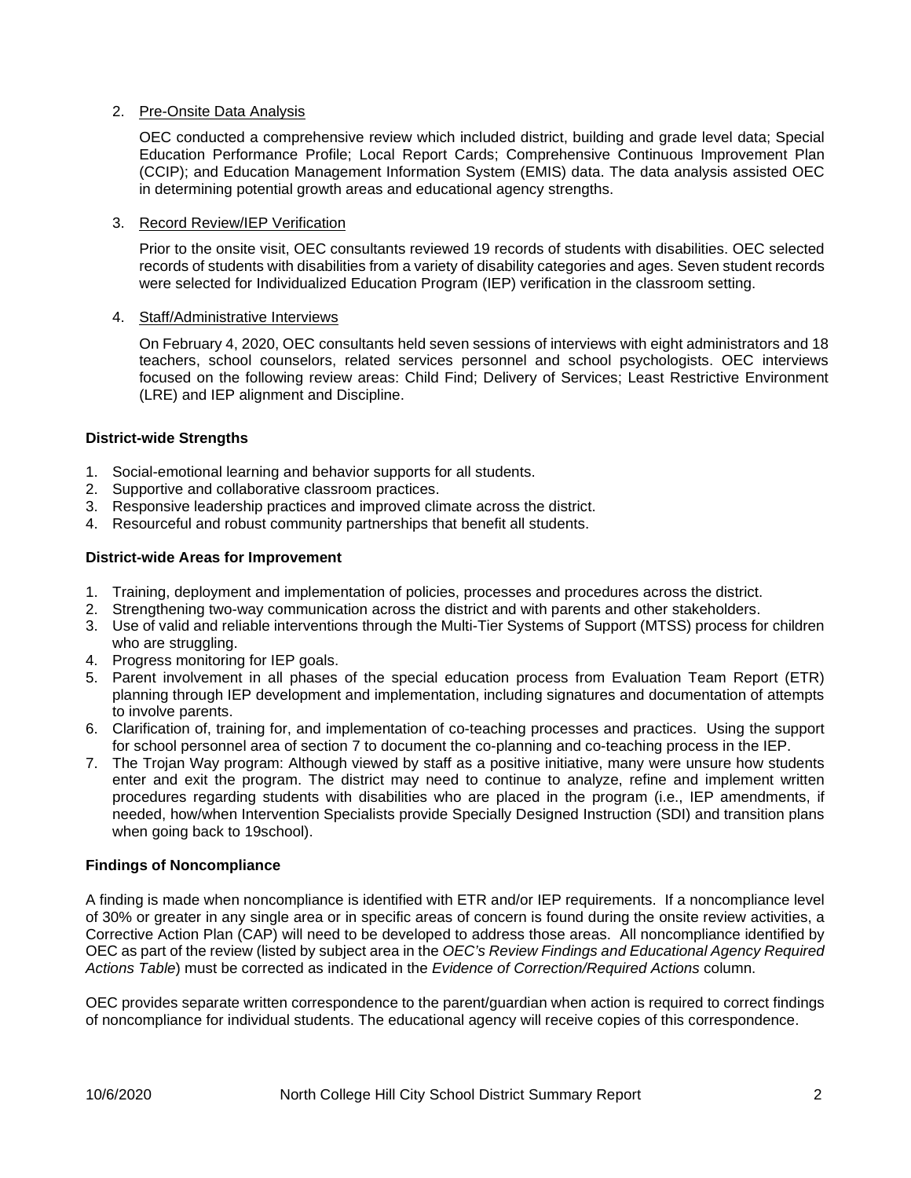2. Pre-Onsite Data Analysis

   OEC conducted a comprehensive review which included district, building and grade level data; Special Education Performance Profile; Local Report Cards; Comprehensive Continuous Improvement Plan (CCIP); and Education Management Information System (EMIS) data. The data analysis assisted OEC in determining potential growth areas and educational agency strengths.

3. Record Review/IEP Verification

   Prior to the onsite visit, OEC consultants reviewed 19 records of students with disabilities. OEC selected records of students with disabilities from a variety of disability categories and ages. Seven student records were selected for Individualized Education Program (IEP) verification in the classroom setting.

4. Staff/Administrative Interviews

   On February 4, 2020, OEC consultants held seven sessions of interviews with eight administrators and 18 teachers, school counselors, related services personnel and school psychologists. OEC interviews focused on the following review areas: Child Find; Delivery of Services; Least Restrictive Environment (LRE) and IEP alignment and Discipline.

**District-wide Strengths**

1. Social-emotional learning and behavior supports for all students.
2. Supportive and collaborative classroom practices.
3. Responsive leadership practices and improved climate across the district.
4. Resourceful and robust community partnerships that benefit all students.

**District-wide Areas for Improvement**

1. Training, deployment and implementation of policies, processes and procedures across the district.
2. Strengthening two-way communication across the district and with parents and other stakeholders.
3. Use of valid and reliable interventions through the Multi-Tier Systems of Support (MTSS) process for children who are struggling.
4. Progress monitoring for IEP goals.
5. Parent involvement in all phases of the special education process from Evaluation Team Report (ETR) planning through IEP development and implementation, including signatures and documentation of attempts to involve parents.
6. Clarification of, training for, and implementation of co-teaching processes and practices. Using the support for school personnel area of section 7 to document the co-planning and co-teaching process in the IEP.
7. The Trojan Way program: Although viewed by staff as a positive initiative, many were unsure how students enter and exit the program. The district may need to continue to analyze, refine and implement written procedures regarding students with disabilities who are placed in the program (i.e., IEP amendments, if needed, how/when Intervention Specialists provide Specially Designed Instruction (SDI) and transition plans when going back to 19school).

**Findings of Noncompliance**

A finding is made when noncompliance is identified with ETR and/or IEP requirements. If a noncompliance level of 30% or greater in any single area or in specific areas of concern is found during the onsite review activities, a Corrective Action Plan (CAP) will need to be developed to address those areas. All noncompliance identified by OEC as part of the review (listed by subject area in the *OEC's Review Findings and Educational Agency Required Actions Table*) must be corrected as indicated in the *Evidence of Correction/Required Actions* column.

OEC provides separate written correspondence to the parent/guardian when action is required to correct findings of noncompliance for individual students. The educational agency will receive copies of this correspondence.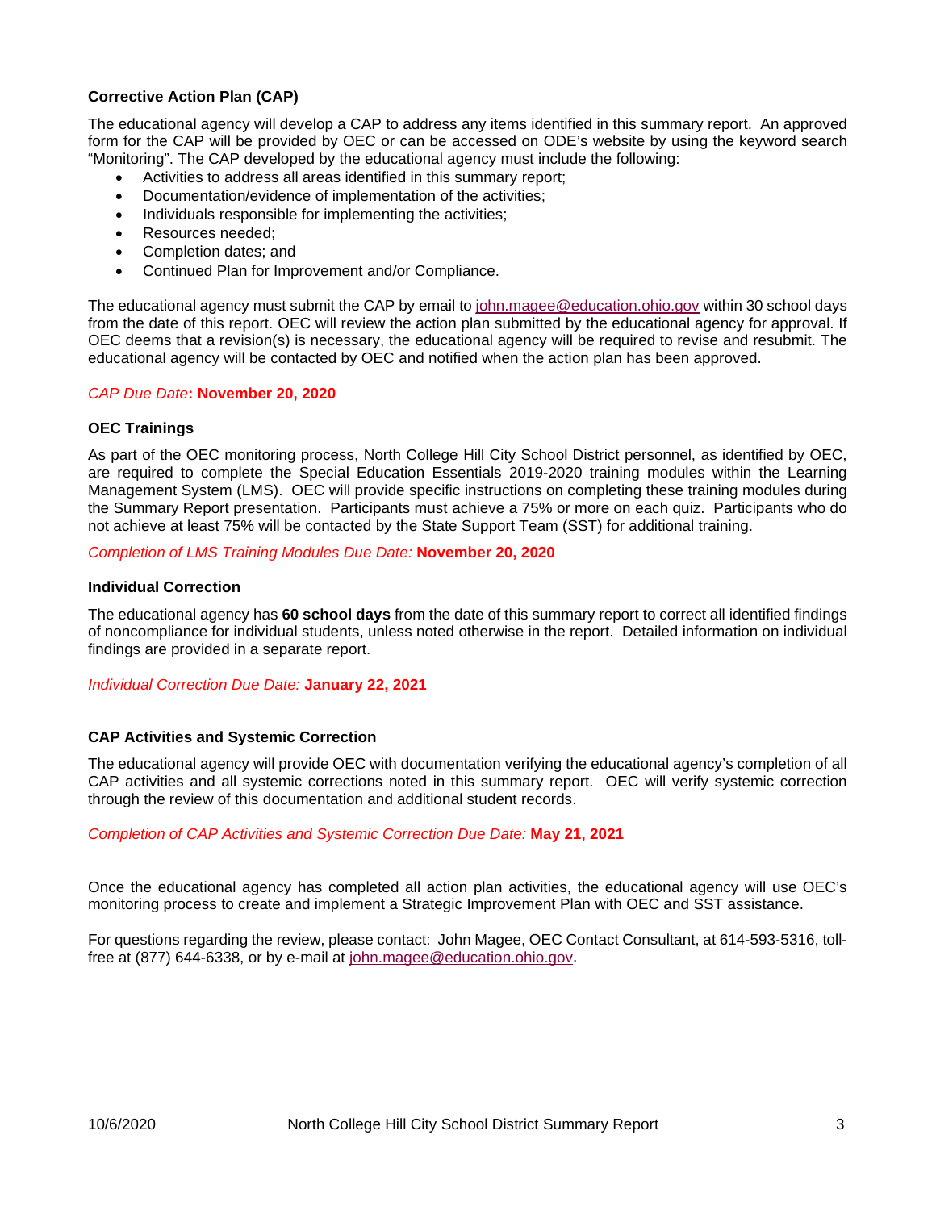### Corrective Action Plan (CAP)

The educational agency will develop a CAP to address any items identified in this summary report. An approved form for the CAP will be provided by OEC or can be accessed on ODE's website by using the keyword search "Monitoring". The CAP developed by the educational agency must include the following:

- Activities to address all areas identified in this summary report;
- Documentation/evidence of implementation of the activities;
- Individuals responsible for implementing the activities;
- Resources needed;
- Completion dates; and
- Continued Plan for Improvement and/or Compliance.

The educational agency must submit the CAP by email to john.magee@education.ohio.gov within 30 school days from the date of this report. OEC will review the action plan submitted by the educational agency for approval. If OEC deems that a revision(s) is necessary, the educational agency will be required to revise and resubmit. The educational agency will be contacted by OEC and notified when the action plan has been approved.

*CAP Due Date*: **November 20, 2020**

### OEC Trainings

As part of the OEC monitoring process, North College Hill City School District personnel, as identified by OEC, are required to complete the Special Education Essentials 2019-2020 training modules within the Learning Management System (LMS). OEC will provide specific instructions on completing these training modules during the Summary Report presentation. Participants must achieve a 75% or more on each quiz. Participants who do not achieve at least 75% will be contacted by the State Support Team (SST) for additional training.

*Completion of LMS Training Modules Due Date:* **November 20, 2020**

### Individual Correction

The educational agency has **60 school days** from the date of this summary report to correct all identified findings of noncompliance for individual students, unless noted otherwise in the report. Detailed information on individual findings are provided in a separate report.

*Individual Correction Due Date:* **January 22, 2021**

### CAP Activities and Systemic Correction

The educational agency will provide OEC with documentation verifying the educational agency's completion of all CAP activities and all systemic corrections noted in this summary report. OEC will verify systemic correction through the review of this documentation and additional student records.

*Completion of CAP Activities and Systemic Correction Due Date:* **May 21, 2021**

Once the educational agency has completed all action plan activities, the educational agency will use OEC's monitoring process to create and implement a Strategic Improvement Plan with OEC and SST assistance.

For questions regarding the review, please contact: John Magee, OEC Contact Consultant, at 614-593-5316, toll-free at (877) 644-6338, or by e-mail at john.magee@education.ohio.gov.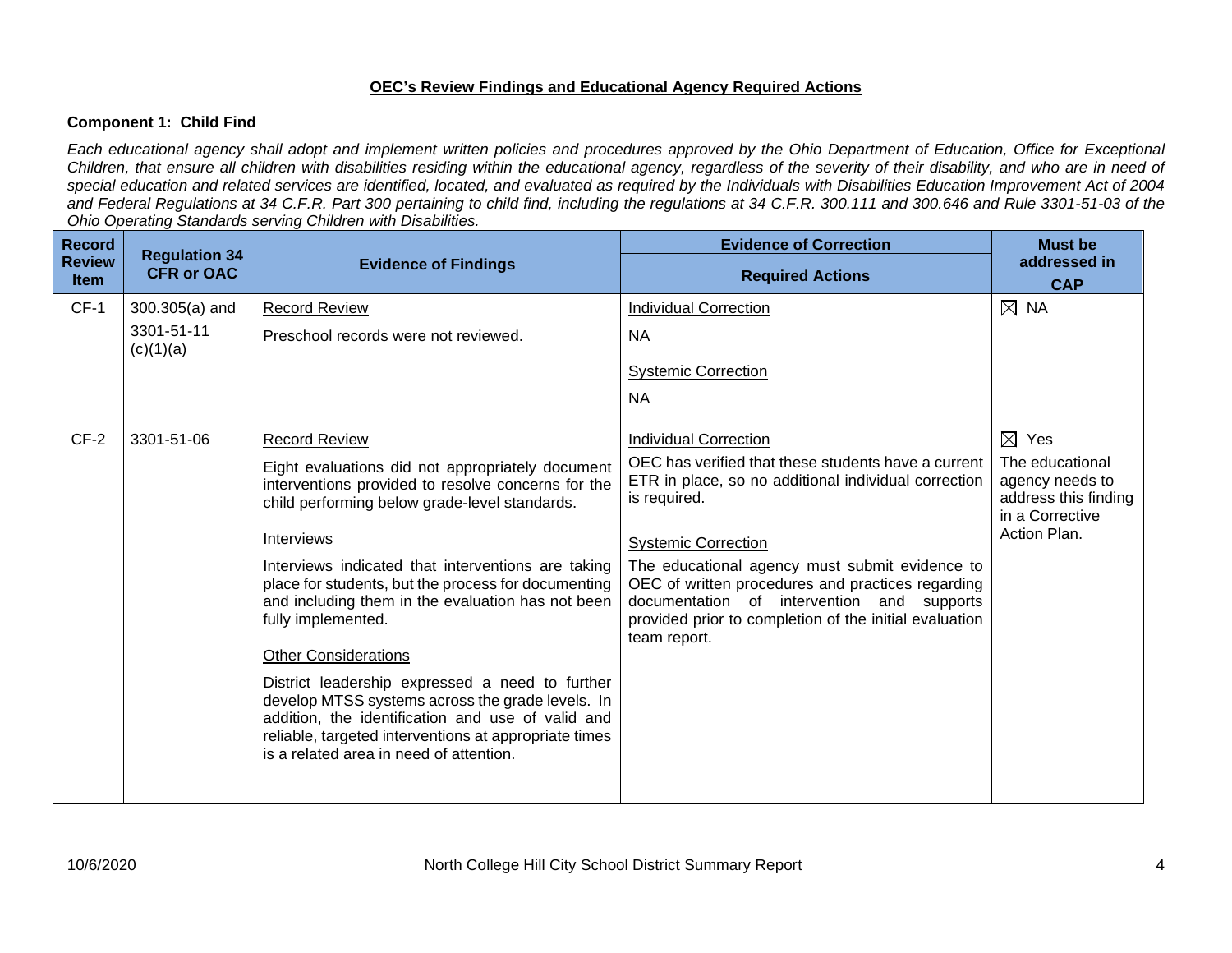## OEC's Review Findings and Educational Agency Required Actions

### Component 1: Child Find

*Each educational agency shall adopt and implement written policies and procedures approved by the Ohio Department of Education, Office for Exceptional Children, that ensure all children with disabilities residing within the educational agency, regardless of the severity of their disability, and who are in need of special education and related services are identified, located, and evaluated as required by the Individuals with Disabilities Education Improvement Act of 2004 and Federal Regulations at 34 C.F.R. Part 300 pertaining to child find, including the regulations at 34 C.F.R. 300.111 and 300.646 and Rule 3301-51-03 of the Ohio Operating Standards serving Children with Disabilities.*

| Record Review Item | Regulation 34 CFR or OAC | Evidence of Findings | Evidence of Correction<br>Required Actions | Must be addressed in CAP |
|---|---|---|---|---|
| CF-1 | 300.305(a) and 3301-51-11 (c)(1)(a) | <u>Record Review</u><br>Preschool records were not reviewed. | <u>Individual Correction</u><br>NA<br><u>Systemic Correction</u><br>NA | ☒ NA |
| CF-2 | 3301-51-06 | <u>Record Review</u><br>Eight evaluations did not appropriately document interventions provided to resolve concerns for the child performing below grade-level standards.<br><u>Interviews</u><br>Interviews indicated that interventions are taking place for students, but the process for documenting and including them in the evaluation has not been fully implemented.<br><u>Other Considerations</u><br>District leadership expressed a need to further develop MTSS systems across the grade levels. In addition, the identification and use of valid and reliable, targeted interventions at appropriate times is a related area in need of attention. | <u>Individual Correction</u><br>OEC has verified that these students have a current ETR in place, so no additional individual correction is required.<br><u>Systemic Correction</u><br>The educational agency must submit evidence to OEC of written procedures and practices regarding documentation of intervention and supports provided prior to completion of the initial evaluation team report. | ☒ Yes<br>The educational agency needs to address this finding in a Corrective Action Plan. |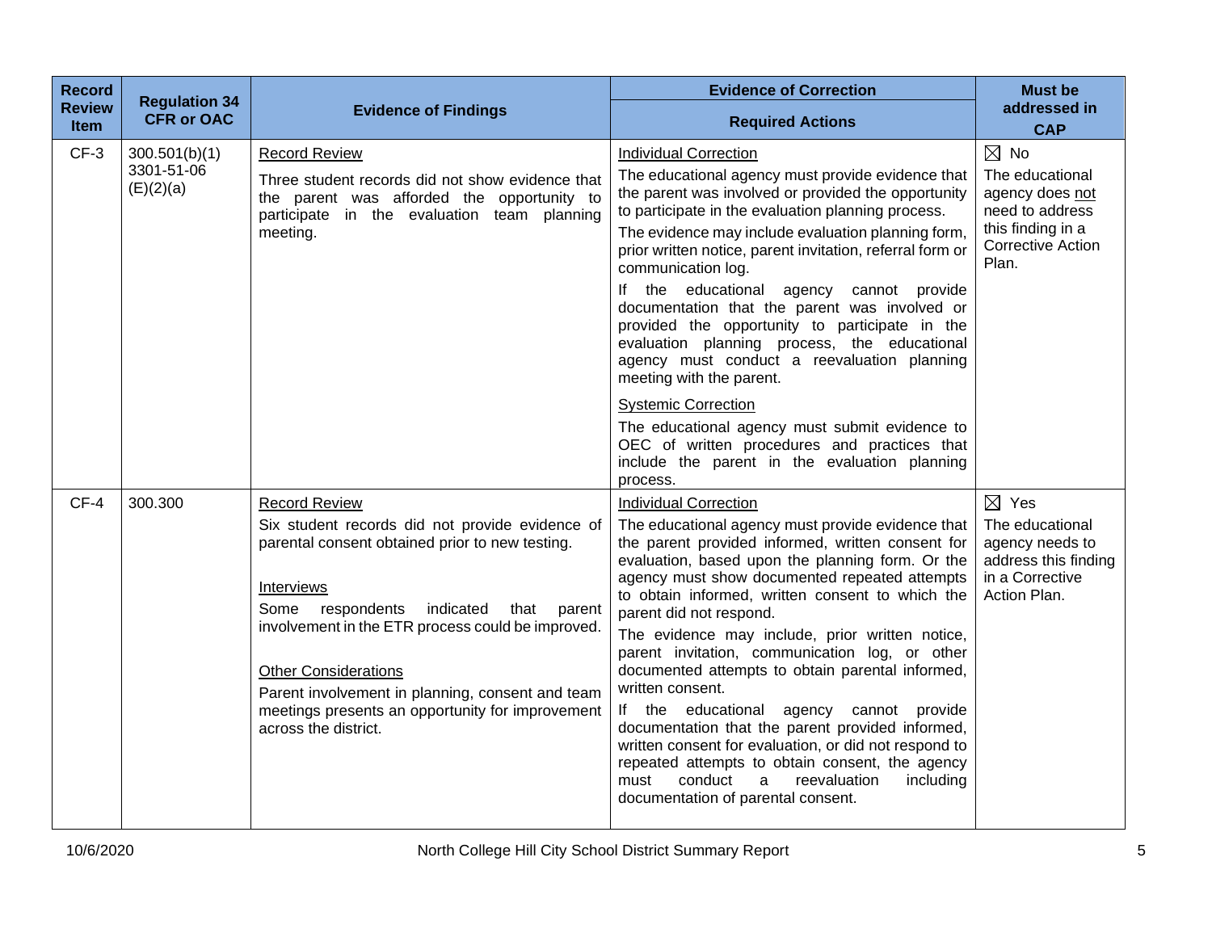| Record Review Item | Regulation 34 CFR or OAC | Evidence of Findings | Evidence of Correction<br>Required Actions | Must be addressed in CAP |
|---|---|---|---|---|
| CF-3 | 300.501(b)(1)<br>3301-51-06 (E)(2)(a) | <u>Record Review</u><br>Three student records did not show evidence that the parent was afforded the opportunity to participate in the evaluation team planning meeting. | <u>Individual Correction</u><br>The educational agency must provide evidence that the parent was involved or provided the opportunity to participate in the evaluation planning process.<br>The evidence may include evaluation planning form, prior written notice, parent invitation, referral form or communication log.<br>If the educational agency cannot provide documentation that the parent was involved or provided the opportunity to participate in the evaluation planning process, the educational agency must conduct a reevaluation planning meeting with the parent.<br><u>Systemic Correction</u><br>The educational agency must submit evidence to OEC of written procedures and practices that include the parent in the evaluation planning process. | ☒ No<br>The educational agency does <u>not</u> need to address this finding in a Corrective Action Plan. |
| CF-4 | 300.300 | <u>Record Review</u><br>Six student records did not provide evidence of parental consent obtained prior to new testing.<br><u>Interviews</u><br>Some respondents indicated that parent involvement in the ETR process could be improved.<br><u>Other Considerations</u><br>Parent involvement in planning, consent and team meetings presents an opportunity for improvement across the district. | <u>Individual Correction</u><br>The educational agency must provide evidence that the parent provided informed, written consent for evaluation, based upon the planning form. Or the agency must show documented repeated attempts to obtain informed, written consent to which the parent did not respond.<br>The evidence may include, prior written notice, parent invitation, communication log, or other documented attempts to obtain parental informed, written consent.<br>If the educational agency cannot provide documentation that the parent provided informed, written consent for evaluation, or did not respond to repeated attempts to obtain consent, the agency must conduct a reevaluation including documentation of parental consent. | ☒ Yes<br>The educational agency needs to address this finding in a Corrective Action Plan. |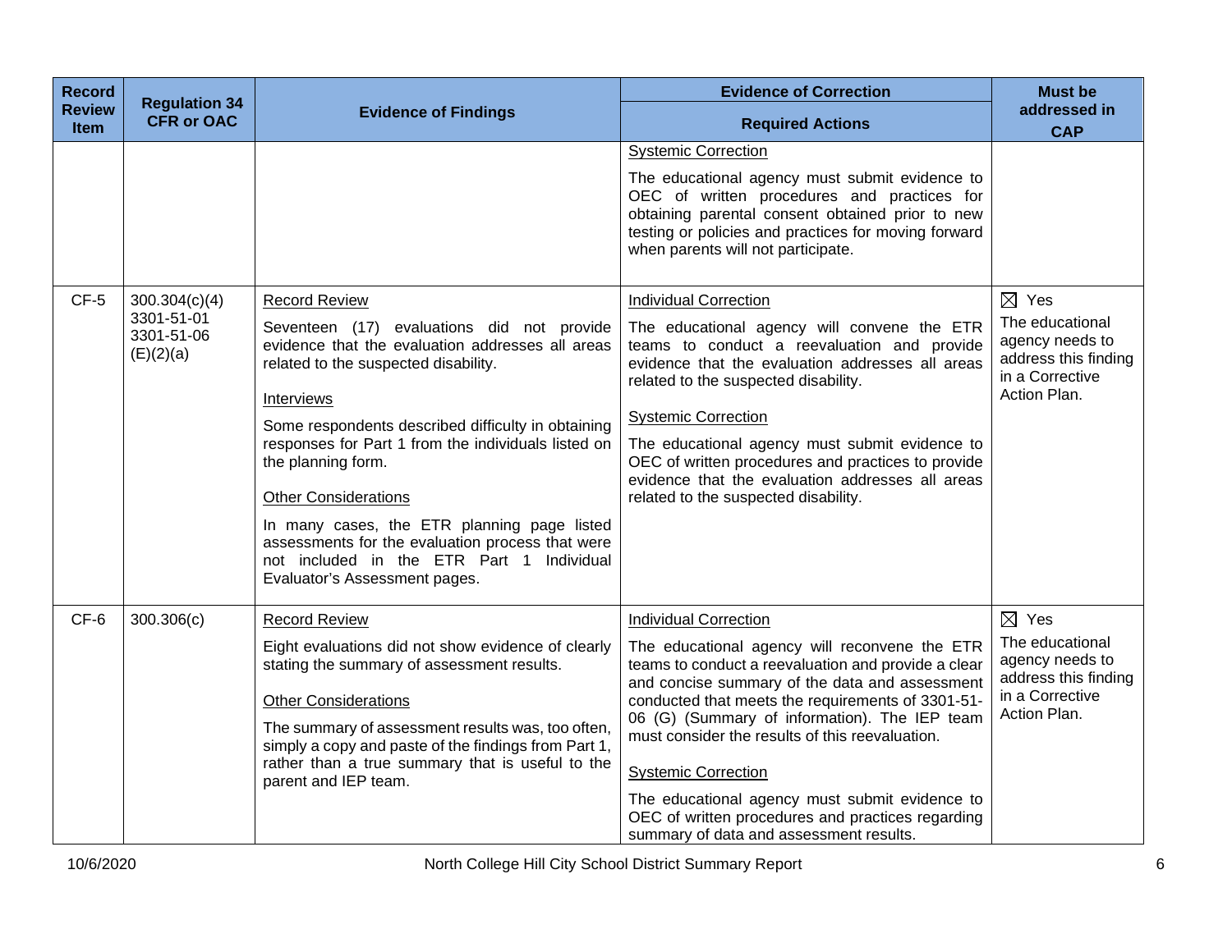| Record Review Item | Regulation 34 CFR or OAC | Evidence of Findings | Evidence of Correction<br>Required Actions | Must be addressed in CAP |
|---|---|---|---|---|
| | | | <u>Systemic Correction</u><br>The educational agency must submit evidence to OEC of written procedures and practices for obtaining parental consent obtained prior to new testing or policies and practices for moving forward when parents will not participate. | |
| CF-5 | 300.304(c)(4)<br>3301-51-01<br>3301-51-06 (E)(2)(a) | <u>Record Review</u><br>Seventeen (17) evaluations did not provide evidence that the evaluation addresses all areas related to the suspected disability.<br><u>Interviews</u><br>Some respondents described difficulty in obtaining responses for Part 1 from the individuals listed on the planning form.<br><u>Other Considerations</u><br>In many cases, the ETR planning page listed assessments for the evaluation process that were not included in the ETR Part 1 Individual Evaluator's Assessment pages. | <u>Individual Correction</u><br>The educational agency will convene the ETR teams to conduct a reevaluation and provide evidence that the evaluation addresses all areas related to the suspected disability.<br><u>Systemic Correction</u><br>The educational agency must submit evidence to OEC of written procedures and practices to provide evidence that the evaluation addresses all areas related to the suspected disability. | ☒ Yes<br>The educational agency needs to address this finding in a Corrective Action Plan. |
| CF-6 | 300.306(c) | <u>Record Review</u><br>Eight evaluations did not show evidence of clearly stating the summary of assessment results.<br><u>Other Considerations</u><br>The summary of assessment results was, too often, simply a copy and paste of the findings from Part 1, rather than a true summary that is useful to the parent and IEP team. | <u>Individual Correction</u><br>The educational agency will reconvene the ETR teams to conduct a reevaluation and provide a clear and concise summary of the data and assessment conducted that meets the requirements of 3301-51-06 (G) (Summary of information). The IEP team must consider the results of this reevaluation.<br><u>Systemic Correction</u><br>The educational agency must submit evidence to OEC of written procedures and practices regarding summary of data and assessment results. | ☒ Yes<br>The educational agency needs to address this finding in a Corrective Action Plan. |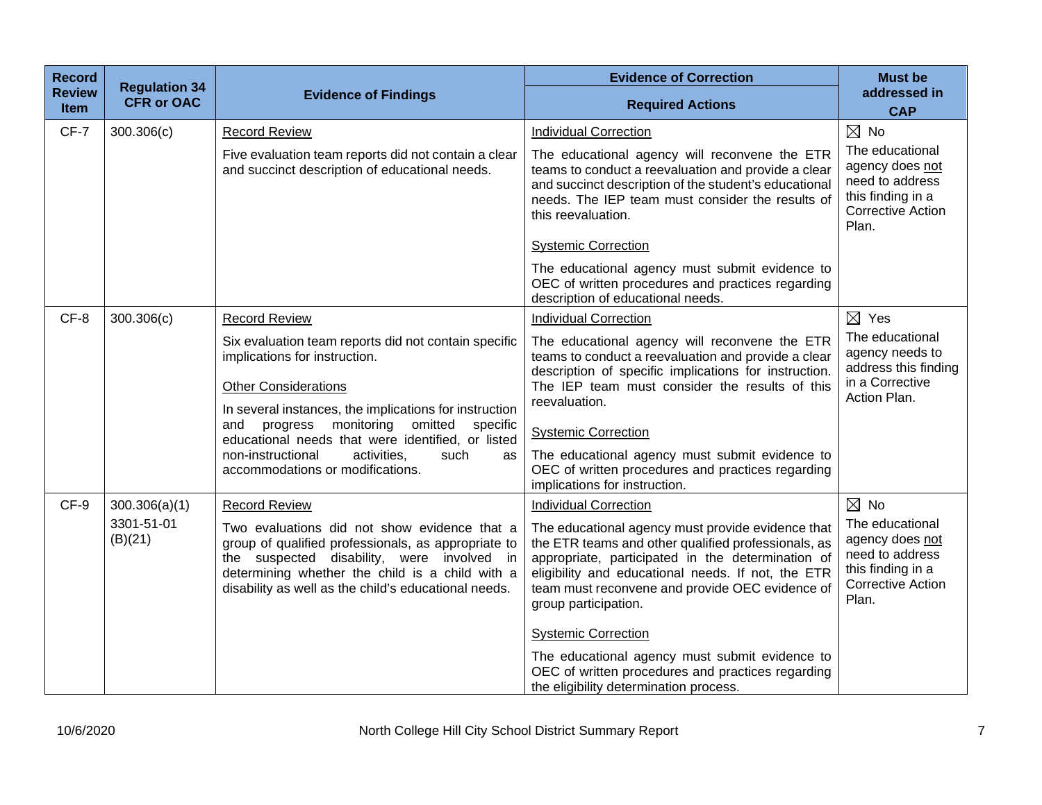| Record Review Item | Regulation 34 CFR or OAC | Evidence of Findings | Evidence of Correction<br>Required Actions | Must be addressed in CAP |
|---|---|---|---|---|
| CF-7 | 300.306(c) | Record Review<br><br>Five evaluation team reports did not contain a clear and succinct description of educational needs. | Individual Correction<br><br>The educational agency will reconvene the ETR teams to conduct a reevaluation and provide a clear and succinct description of the student's educational needs. The IEP team must consider the results of this reevaluation.<br><br>Systemic Correction<br><br>The educational agency must submit evidence to OEC of written procedures and practices regarding description of educational needs. | ☒ No<br>The educational agency does not need to address this finding in a Corrective Action Plan. |
| CF-8 | 300.306(c) | Record Review<br><br>Six evaluation team reports did not contain specific implications for instruction.<br><br>Other Considerations<br><br>In several instances, the implications for instruction and progress monitoring omitted specific educational needs that were identified, or listed non-instructional activities, such as accommodations or modifications. | Individual Correction<br><br>The educational agency will reconvene the ETR teams to conduct a reevaluation and provide a clear description of specific implications for instruction. The IEP team must consider the results of this reevaluation.<br><br>Systemic Correction<br><br>The educational agency must submit evidence to OEC of written procedures and practices regarding implications for instruction. | ☒ Yes<br>The educational agency needs to address this finding in a Corrective Action Plan. |
| CF-9 | 300.306(a)(1)<br>3301-51-01 (B)(21) | Record Review<br><br>Two evaluations did not show evidence that a group of qualified professionals, as appropriate to the suspected disability, were involved in determining whether the child is a child with a disability as well as the child's educational needs. | Individual Correction<br><br>The educational agency must provide evidence that the ETR teams and other qualified professionals, as appropriate, participated in the determination of eligibility and educational needs. If not, the ETR team must reconvene and provide OEC evidence of group participation.<br><br>Systemic Correction<br><br>The educational agency must submit evidence to OEC of written procedures and practices regarding the eligibility determination process. | ☒ No<br>The educational agency does not need to address this finding in a Corrective Action Plan. |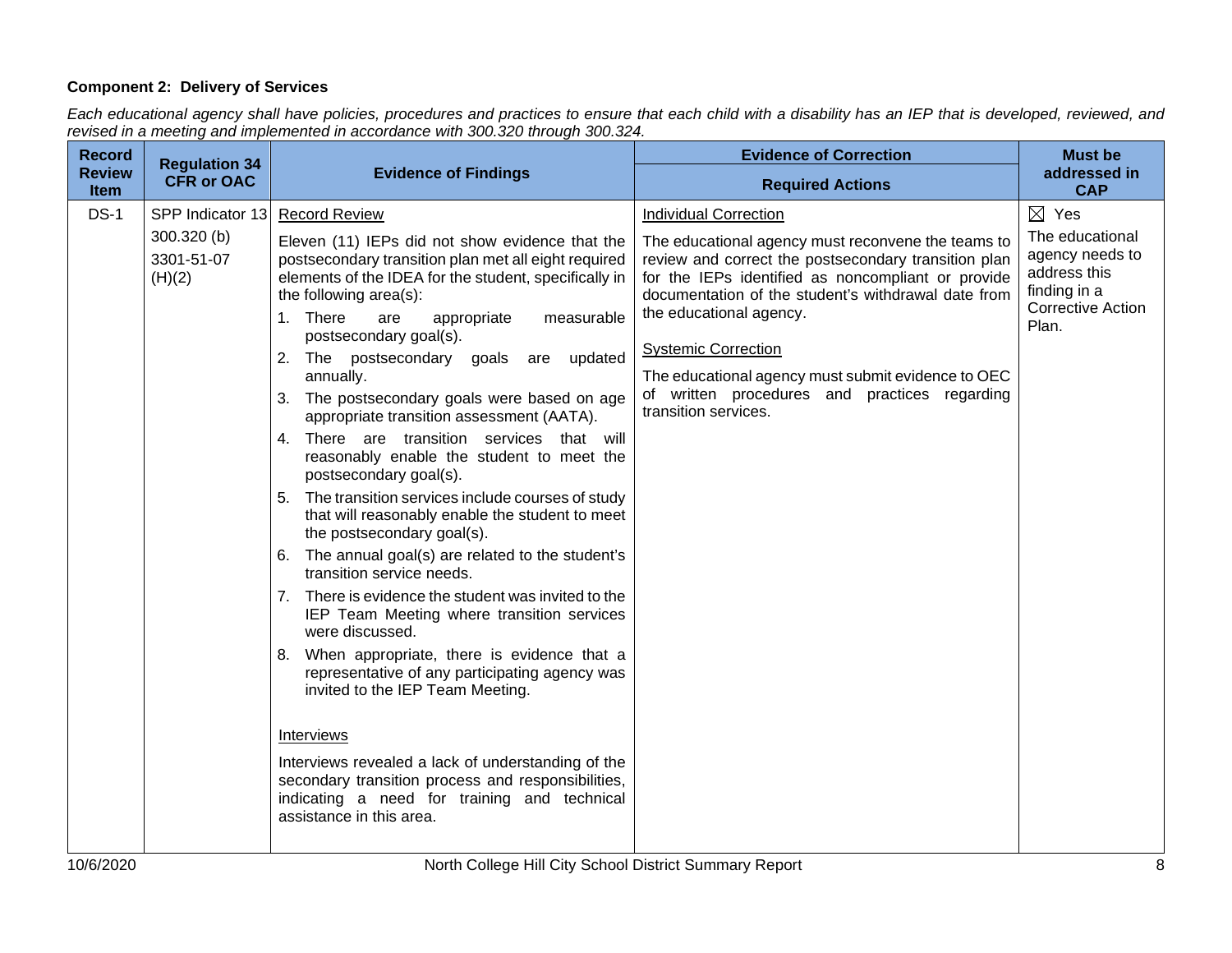**Component 2: Delivery of Services**

*Each educational agency shall have policies, procedures and practices to ensure that each child with a disability has an IEP that is developed, reviewed, and revised in a meeting and implemented in accordance with 300.320 through 300.324.*

| Record Review Item | Regulation 34 CFR or OAC | Evidence of Findings | Evidence of Correction<br>Required Actions | Must be addressed in CAP |
|---|---|---|---|---|
| DS-1 | SPP Indicator 13<br>300.320 (b)<br>3301-51-07 (H)(2) | Record Review<br><br>Eleven (11) IEPs did not show evidence that the postsecondary transition plan met all eight required elements of the IDEA for the student, specifically in the following area(s):<br>1. There are appropriate measurable postsecondary goal(s).<br>2. The postsecondary goals are updated annually.<br>3. The postsecondary goals were based on age appropriate transition assessment (AATA).<br>4. There are transition services that will reasonably enable the student to meet the postsecondary goal(s).<br>5. The transition services include courses of study that will reasonably enable the student to meet the postsecondary goal(s).<br>6. The annual goal(s) are related to the student's transition service needs.<br>7. There is evidence the student was invited to the IEP Team Meeting where transition services were discussed.<br>8. When appropriate, there is evidence that a representative of any participating agency was invited to the IEP Team Meeting.<br><br>Interviews<br><br>Interviews revealed a lack of understanding of the secondary transition process and responsibilities, indicating a need for training and technical assistance in this area. | Individual Correction<br><br>The educational agency must reconvene the teams to review and correct the postsecondary transition plan for the IEPs identified as noncompliant or provide documentation of the student's withdrawal date from the educational agency.<br><br>Systemic Correction<br><br>The educational agency must submit evidence to OEC of written procedures and practices regarding transition services. | ☒ Yes<br>The educational agency needs to address this finding in a Corrective Action Plan. |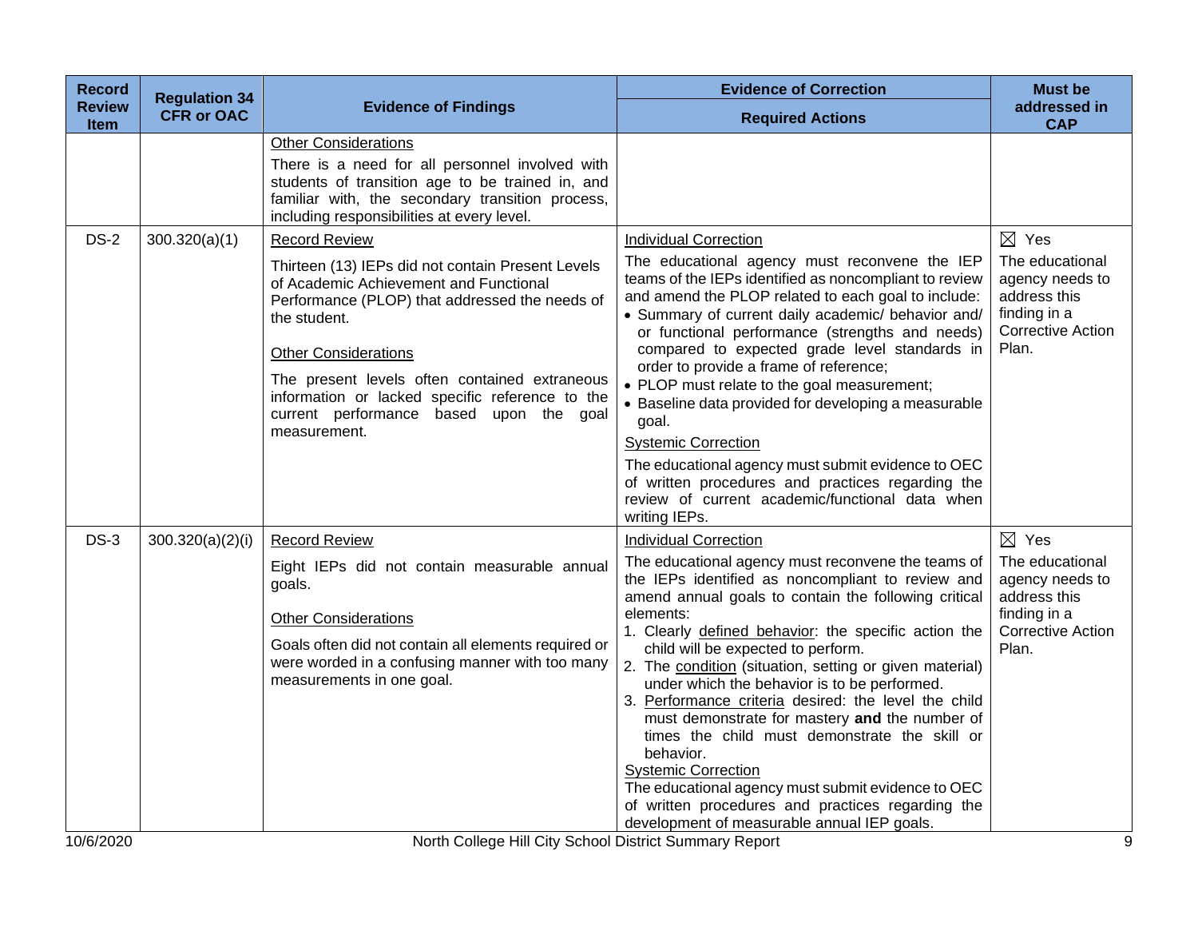| Record Review Item | Regulation 34 CFR or OAC | Evidence of Findings | Evidence of Correction<br>Required Actions | Must be addressed in CAP |
|---|---|---|---|---|
| | | <u>Other Considerations</u><br>There is a need for all personnel involved with students of transition age to be trained in, and familiar with, the secondary transition process, including responsibilities at every level. | | |
| DS-2 | 300.320(a)(1) | <u>Record Review</u><br>Thirteen (13) IEPs did not contain Present Levels of Academic Achievement and Functional Performance (PLOP) that addressed the needs of the student.<br><br><u>Other Considerations</u><br>The present levels often contained extraneous information or lacked specific reference to the current performance based upon the goal measurement. | <u>Individual Correction</u><br>The educational agency must reconvene the IEP teams of the IEPs identified as noncompliant to review and amend the PLOP related to each goal to include:<br>• Summary of current daily academic/ behavior and/ or functional performance (strengths and needs) compared to expected grade level standards in order to provide a frame of reference;<br>• PLOP must relate to the goal measurement;<br>• Baseline data provided for developing a measurable goal.<br><u>Systemic Correction</u><br>The educational agency must submit evidence to OEC of written procedures and practices regarding the review of current academic/functional data when writing IEPs. | ☒ Yes<br>The educational agency needs to address this finding in a Corrective Action Plan. |
| DS-3 | 300.320(a)(2)(i) | <u>Record Review</u><br>Eight IEPs did not contain measurable annual goals.<br><br><u>Other Considerations</u><br>Goals often did not contain all elements required or were worded in a confusing manner with too many measurements in one goal. | <u>Individual Correction</u><br>The educational agency must reconvene the teams of the IEPs identified as noncompliant to review and amend annual goals to contain the following critical elements:<br>1. Clearly <u>defined behavior</u>: the specific action the child will be expected to perform.<br>2. The <u>condition</u> (situation, setting or given material) under which the behavior is to be performed.<br>3. <u>Performance criteria</u> desired: the level the child must demonstrate for mastery **and** the number of times the child must demonstrate the skill or behavior.<br><u>Systemic Correction</u><br>The educational agency must submit evidence to OEC of written procedures and practices regarding the development of measurable annual IEP goals. | ☒ Yes<br>The educational agency needs to address this finding in a Corrective Action Plan. |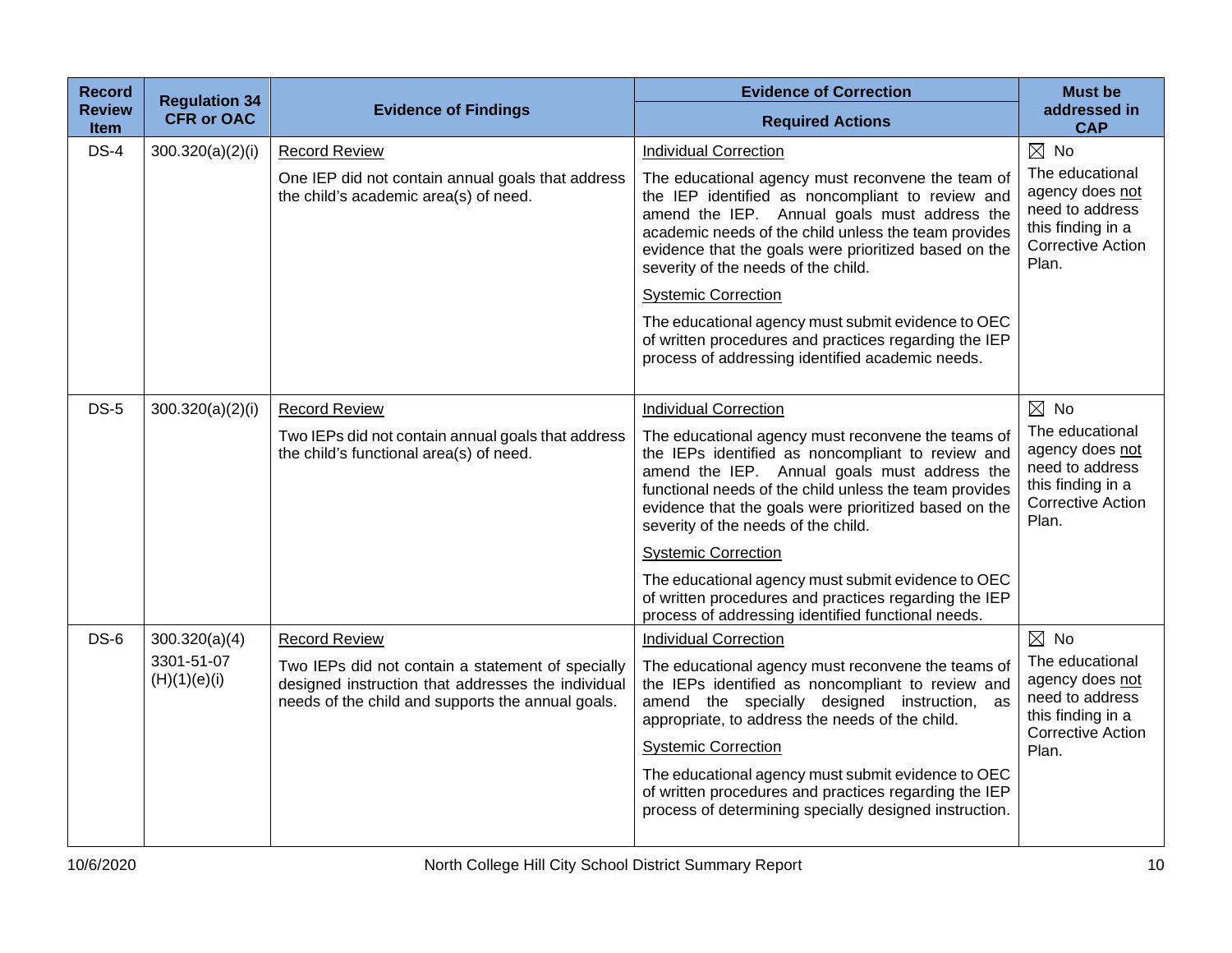| Record Review Item | Regulation 34 CFR or OAC | Evidence of Findings | Evidence of Correction | Must be addressed in CAP |
|---|---|---|---|---|
| | | | Required Actions | |
| DS-4 | 300.320(a)(2)(i) | Record Review<br><br>One IEP did not contain annual goals that address the child's academic area(s) of need. | Individual Correction<br><br>The educational agency must reconvene the team of the IEP identified as noncompliant to review and amend the IEP. Annual goals must address the academic needs of the child unless the team provides evidence that the goals were prioritized based on the severity of the needs of the child.<br><br>Systemic Correction<br><br>The educational agency must submit evidence to OEC of written procedures and practices regarding the IEP process of addressing identified academic needs. | ☒ No<br>The educational agency does not need to address this finding in a Corrective Action Plan. |
| DS-5 | 300.320(a)(2)(i) | Record Review<br><br>Two IEPs did not contain annual goals that address the child's functional area(s) of need. | Individual Correction<br><br>The educational agency must reconvene the teams of the IEPs identified as noncompliant to review and amend the IEP. Annual goals must address the functional needs of the child unless the team provides evidence that the goals were prioritized based on the severity of the needs of the child.<br><br>Systemic Correction<br><br>The educational agency must submit evidence to OEC of written procedures and practices regarding the IEP process of addressing identified functional needs. | ☒ No<br>The educational agency does not need to address this finding in a Corrective Action Plan. |
| DS-6 | 300.320(a)(4)<br>3301-51-07 (H)(1)(e)(i) | Record Review<br><br>Two IEPs did not contain a statement of specially designed instruction that addresses the individual needs of the child and supports the annual goals. | Individual Correction<br><br>The educational agency must reconvene the teams of the IEPs identified as noncompliant to review and amend the specially designed instruction, as appropriate, to address the needs of the child.<br><br>Systemic Correction<br><br>The educational agency must submit evidence to OEC of written procedures and practices regarding the IEP process of determining specially designed instruction. | ☒ No<br>The educational agency does not need to address this finding in a Corrective Action Plan. |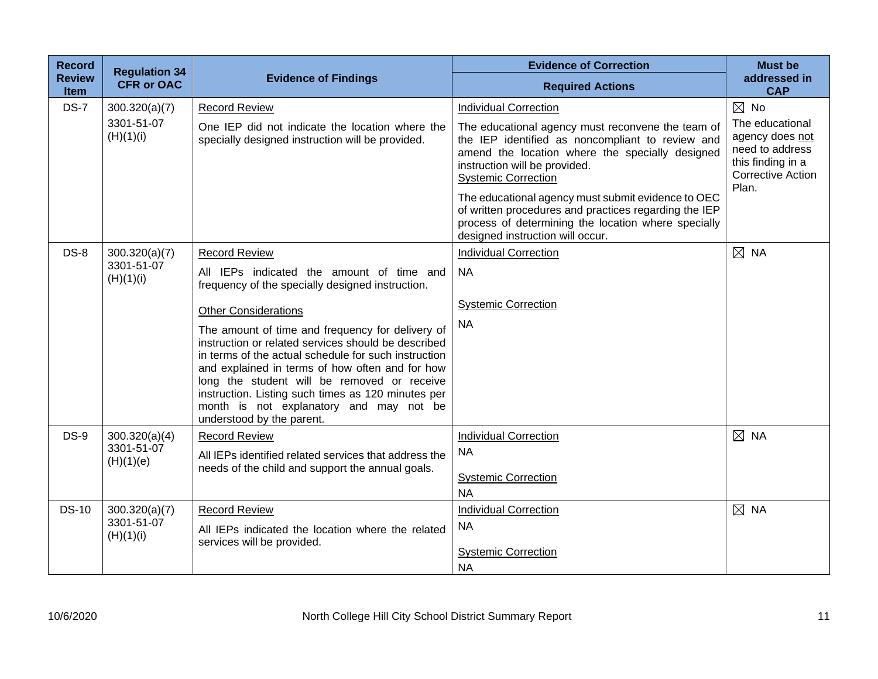| Record Review Item | Regulation 34 CFR or OAC | Evidence of Findings | Evidence of Correction<br>Required Actions | Must be addressed in CAP |
|---|---|---|---|---|
| DS-7 | 300.320(a)(7)<br>3301-51-07 (H)(1)(i) | Record Review<br>One IEP did not indicate the location where the specially designed instruction will be provided. | Individual Correction<br>The educational agency must reconvene the team of the IEP identified as noncompliant to review and amend the location where the specially designed instruction will be provided.<br>Systemic Correction<br>The educational agency must submit evidence to OEC of written procedures and practices regarding the IEP process of determining the location where specially designed instruction will occur. | ☒ No<br>The educational agency does not need to address this finding in a Corrective Action Plan. |
| DS-8 | 300.320(a)(7)<br>3301-51-07 (H)(1)(i) | Record Review<br>All IEPs indicated the amount of time and frequency of the specially designed instruction.<br>Other Considerations<br>The amount of time and frequency for delivery of instruction or related services should be described in terms of the actual schedule for such instruction and explained in terms of how often and for how long the student will be removed or receive instruction. Listing such times as 120 minutes per month is not explanatory and may not be understood by the parent. | Individual Correction<br>NA<br>Systemic Correction<br>NA | ☒ NA |
| DS-9 | 300.320(a)(4)<br>3301-51-07 (H)(1)(e) | Record Review<br>All IEPs identified related services that address the needs of the child and support the annual goals. | Individual Correction<br>NA<br>Systemic Correction<br>NA | ☒ NA |
| DS-10 | 300.320(a)(7)<br>3301-51-07 (H)(1)(i) | Record Review<br>All IEPs indicated the location where the related services will be provided. | Individual Correction<br>NA<br>Systemic Correction<br>NA | ☒ NA |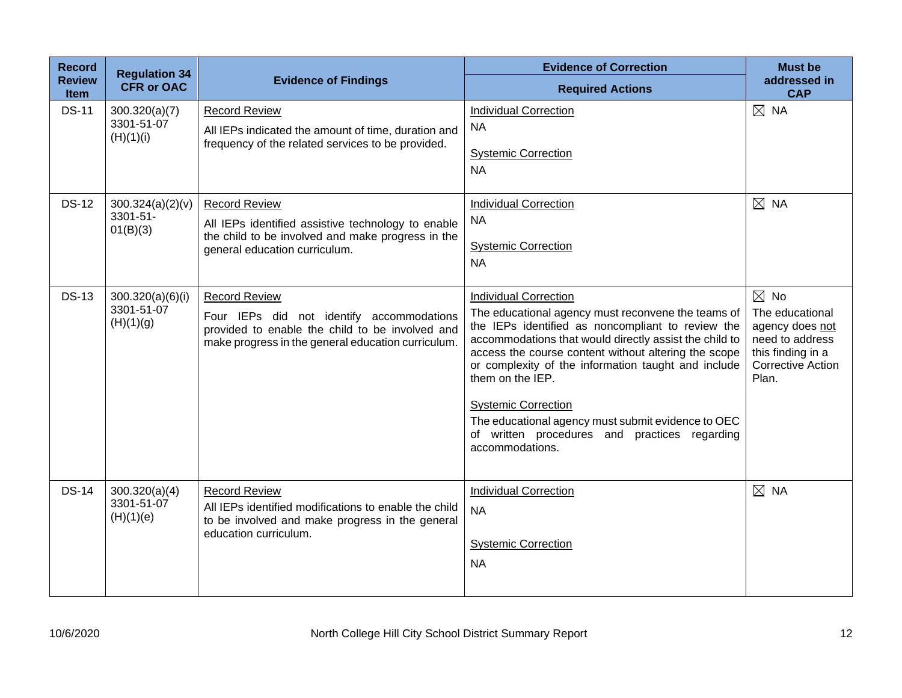| Record Review Item | Regulation 34 CFR or OAC | Evidence of Findings | Evidence of Correction<br>Required Actions | Must be addressed in CAP |
|---|---|---|---|---|
| DS-11 | 300.320(a)(7)<br>3301-51-07 (H)(1)(i) | <u>Record Review</u><br>All IEPs indicated the amount of time, duration and frequency of the related services to be provided. | <u>Individual Correction</u><br>NA<br><u>Systemic Correction</u><br>NA | ☒ NA |
| DS-12 | 300.324(a)(2)(v)<br>3301-51-01(B)(3) | <u>Record Review</u><br>All IEPs identified assistive technology to enable the child to be involved and make progress in the general education curriculum. | <u>Individual Correction</u><br>NA<br><u>Systemic Correction</u><br>NA | ☒ NA |
| DS-13 | 300.320(a)(6)(i)<br>3301-51-07 (H)(1)(g) | <u>Record Review</u><br>Four IEPs did not identify accommodations provided to enable the child to be involved and make progress in the general education curriculum. | <u>Individual Correction</u><br>The educational agency must reconvene the teams of the IEPs identified as noncompliant to review the accommodations that would directly assist the child to access the course content without altering the scope or complexity of the information taught and include them on the IEP.<br><u>Systemic Correction</u><br>The educational agency must submit evidence to OEC of written procedures and practices regarding accommodations. | ☒ No<br>The educational agency does <u>not</u> need to address this finding in a Corrective Action Plan. |
| DS-14 | 300.320(a)(4)<br>3301-51-07 (H)(1)(e) | <u>Record Review</u><br>All IEPs identified modifications to enable the child to be involved and make progress in the general education curriculum. | <u>Individual Correction</u><br>NA<br><u>Systemic Correction</u><br>NA | ☒ NA |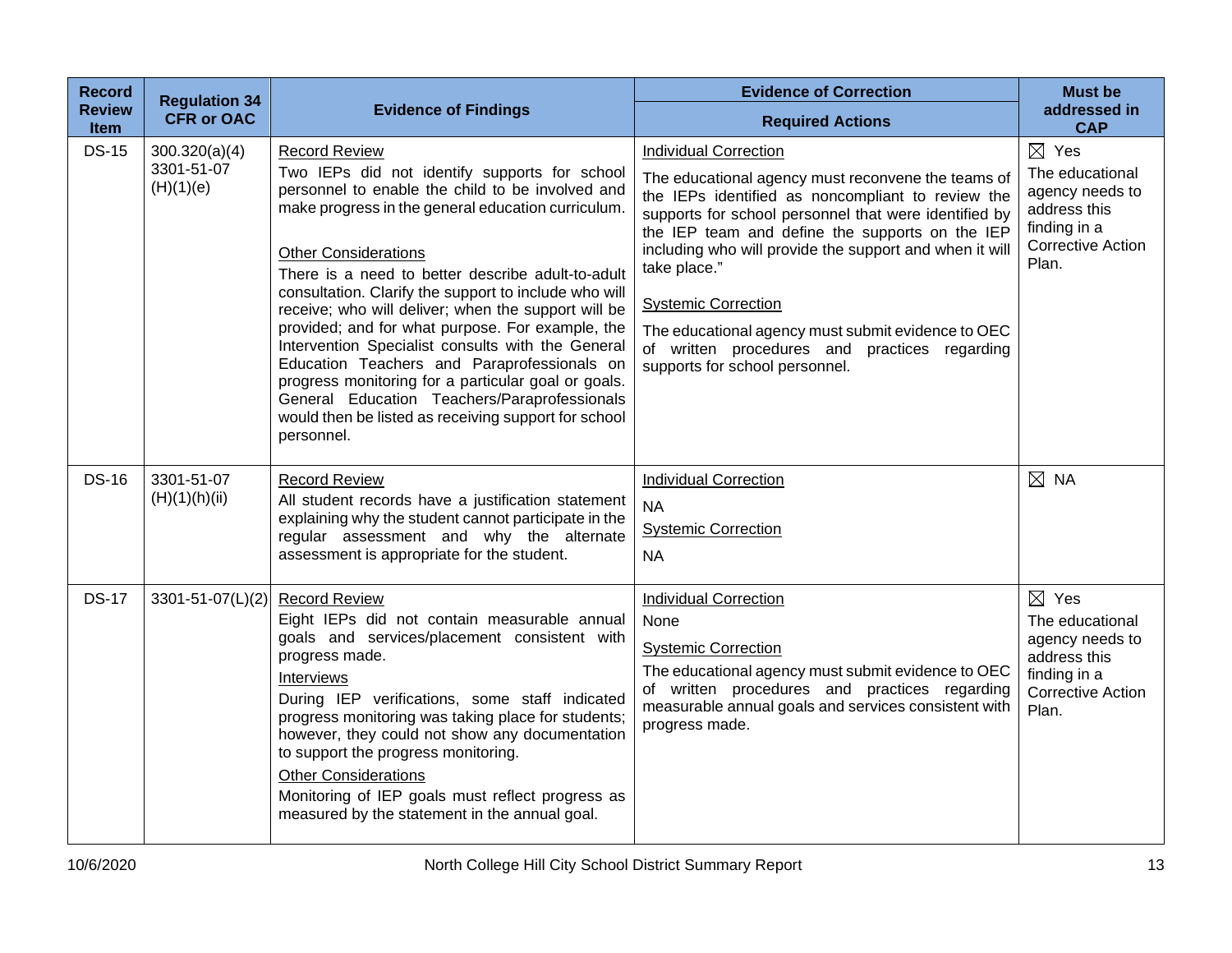| Record Review Item | Regulation 34 CFR or OAC | Evidence of Findings | Evidence of Correction<br>Required Actions | Must be addressed in CAP |
|---|---|---|---|---|
| DS-15 | 300.320(a)(4)<br>3301-51-07 (H)(1)(e) | Record Review<br>Two IEPs did not identify supports for school personnel to enable the child to be involved and make progress in the general education curriculum.<br><br>Other Considerations<br>There is a need to better describe adult-to-adult consultation. Clarify the support to include who will receive; who will deliver; when the support will be provided; and for what purpose. For example, the Intervention Specialist consults with the General Education Teachers and Paraprofessionals on progress monitoring for a particular goal or goals. General Education Teachers/Paraprofessionals would then be listed as receiving support for school personnel. | Individual Correction<br>The educational agency must reconvene the teams of the IEPs identified as noncompliant to review the supports for school personnel that were identified by the IEP team and define the supports on the IEP including who will provide the support and when it will take place."<br><br>Systemic Correction<br>The educational agency must submit evidence to OEC of written procedures and practices regarding supports for school personnel. | ☒ Yes<br>The educational agency needs to address this finding in a Corrective Action Plan. |
| DS-16 | 3301-51-07 (H)(1)(h)(ii) | Record Review<br>All student records have a justification statement explaining why the student cannot participate in the regular assessment and why the alternate assessment is appropriate for the student. | Individual Correction<br>NA<br>Systemic Correction<br>NA | ☒ NA |
| DS-17 | 3301-51-07(L)(2) | Record Review<br>Eight IEPs did not contain measurable annual goals and services/placement consistent with progress made.<br>Interviews<br>During IEP verifications, some staff indicated progress monitoring was taking place for students; however, they could not show any documentation to support the progress monitoring.<br>Other Considerations<br>Monitoring of IEP goals must reflect progress as measured by the statement in the annual goal. | Individual Correction<br>None<br>Systemic Correction<br>The educational agency must submit evidence to OEC of written procedures and practices regarding measurable annual goals and services consistent with progress made. | ☒ Yes<br>The educational agency needs to address this finding in a Corrective Action Plan. |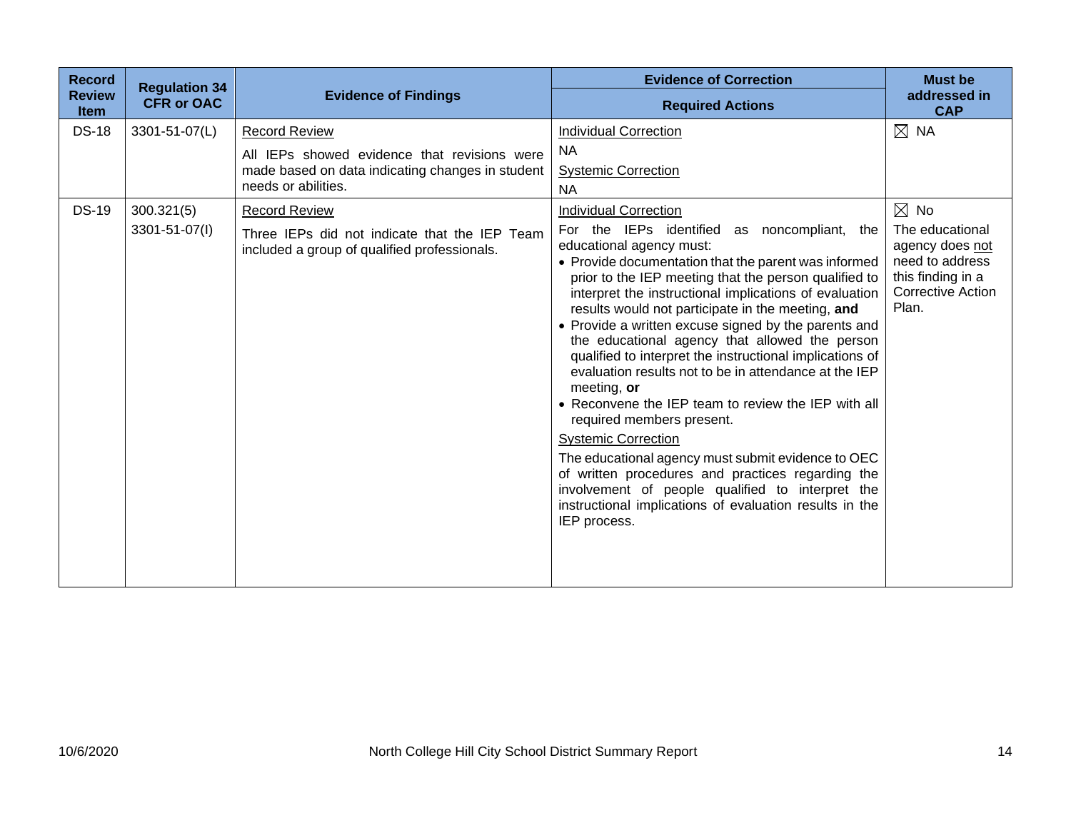| Record Review Item | Regulation 34 CFR or OAC | Evidence of Findings | Evidence of Correction<br>Required Actions | Must be addressed in CAP |
|---|---|---|---|---|
| DS-18 | 3301-51-07(L) | <u>Record Review</u><br>All IEPs showed evidence that revisions were made based on data indicating changes in student needs or abilities. | <u>Individual Correction</u><br>NA<br><u>Systemic Correction</u><br>NA | ☒ NA |
| DS-19 | 300.321(5)<br>3301-51-07(I) | <u>Record Review</u><br>Three IEPs did not indicate that the IEP Team included a group of qualified professionals. | <u>Individual Correction</u><br>For the IEPs identified as noncompliant, the educational agency must:<br>• Provide documentation that the parent was informed prior to the IEP meeting that the person qualified to interpret the instructional implications of evaluation results would not participate in the meeting, **and**<br>• Provide a written excuse signed by the parents and the educational agency that allowed the person qualified to interpret the instructional implications of evaluation results not to be in attendance at the IEP meeting, **or**<br>• Reconvene the IEP team to review the IEP with all required members present.<br><u>Systemic Correction</u><br>The educational agency must submit evidence to OEC of written procedures and practices regarding the involvement of people qualified to interpret the instructional implications of evaluation results in the IEP process. | ☒ No<br>The educational agency does <u>not</u> need to address this finding in a Corrective Action Plan. |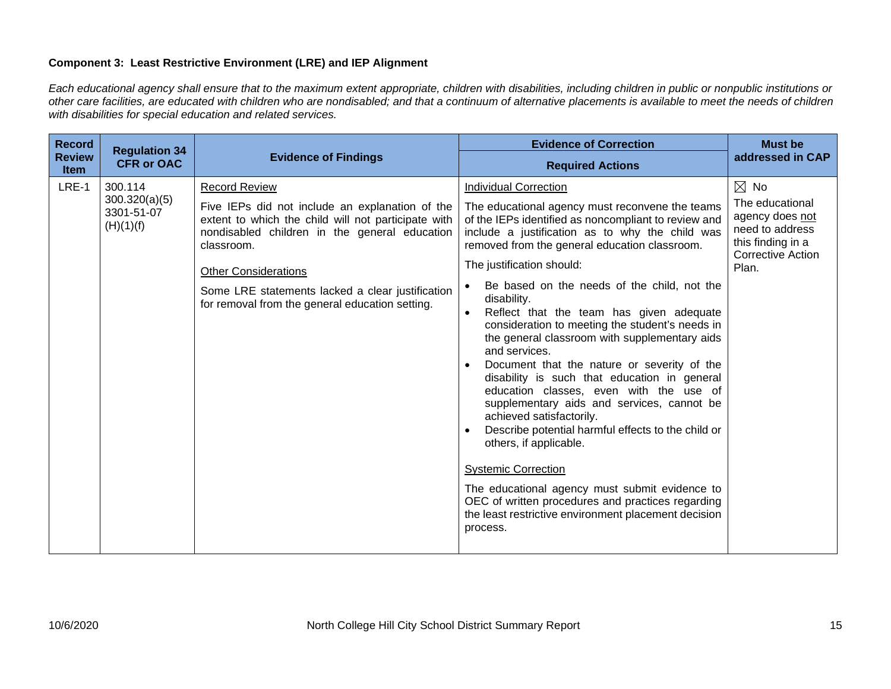**Component 3: Least Restrictive Environment (LRE) and IEP Alignment**

*Each educational agency shall ensure that to the maximum extent appropriate, children with disabilities, including children in public or nonpublic institutions or other care facilities, are educated with children who are nondisabled; and that a continuum of alternative placements is available to meet the needs of children with disabilities for special education and related services.*

| Record Review Item | Regulation 34 CFR or OAC | Evidence of Findings | Evidence of Correction<br>Required Actions | Must be addressed in CAP |
|---|---|---|---|---|
| LRE-1 | 300.114<br>300.320(a)(5)<br>3301-51-07 (H)(1)(f) | <u>Record Review</u><br>Five IEPs did not include an explanation of the extent to which the child will not participate with nondisabled children in the general education classroom.<br><br><u>Other Considerations</u><br>Some LRE statements lacked a clear justification for removal from the general education setting. | <u>Individual Correction</u><br>The educational agency must reconvene the teams of the IEPs identified as noncompliant to review and include a justification as to why the child was removed from the general education classroom.<br>The justification should:<br>• Be based on the needs of the child, not the disability.<br>• Reflect that the team has given adequate consideration to meeting the student's needs in the general classroom with supplementary aids and services.<br>• Document that the nature or severity of the disability is such that education in general education classes, even with the use of supplementary aids and services, cannot be achieved satisfactorily.<br>• Describe potential harmful effects to the child or others, if applicable.<br><br><u>Systemic Correction</u><br>The educational agency must submit evidence to OEC of written procedures and practices regarding the least restrictive environment placement decision process. | ☒ No<br>The educational agency does <u>not</u> need to address this finding in a Corrective Action Plan. |